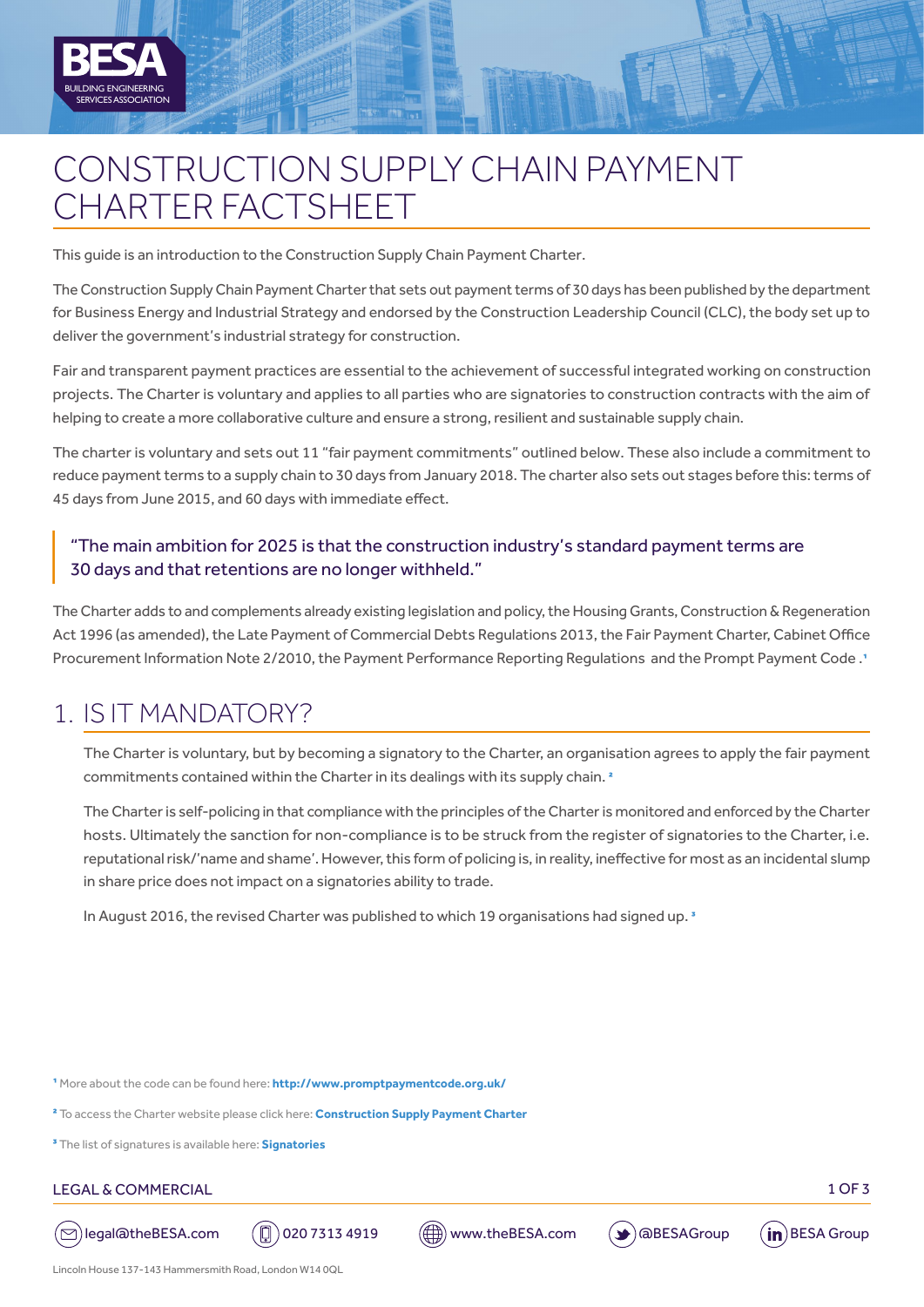# CONSTRUCTION SUPPLY CHAIN PAYMENT CHARTER FACTSHEET

This guide is an introduction to the Construction Supply Chain Payment Charter.

The Construction Supply Chain Payment Charter that sets out payment terms of 30 days has been published by the department for Business Energy and Industrial Strategy and endorsed by the Construction Leadership Council (CLC), the body set up to deliver the government's industrial strategy for construction.

Fair and transparent payment practices are essential to the achievement of successful integrated working on construction projects. The Charter is voluntary and applies to all parties who are signatories to construction contracts with the aim of helping to create a more collaborative culture and ensure a strong, resilient and sustainable supply chain.

The charter is voluntary and sets out 11 "fair payment commitments" outlined below. These also include a commitment to reduce payment terms to a supply chain to 30 days from January 2018. The charter also sets out stages before this: terms of 45 days from June 2015, and 60 days with immediate effect.

> "The main ambition for 2025 is that the construction industry's standard payment terms are 30 days and that retentions are no longer withheld."

The Charter adds to and complements already existing legislation and policy, the Housing Grants, Construction & Regeneration Act 1996 (as amended), the Late Payment of Commercial Debts Regulations 2013, the Fair Payment Charter, Cabinet Office Procurement Information Note 2/2010, the Payment Performance Reporting Regulations and the Prompt Payment Code .[1]

## 1. IS IT MANDATORY?

The Charter is voluntary, but by becoming a signatory to the Charter, an organisation agrees to apply the fair payment commitments contained within the Charter in its dealings with its supply chain. [2]

The Charter is self-policing in that compliance with the principles of the Charter is monitored and enforced by the Charter hosts. Ultimately the sanction for non-compliance is to be struck from the register of signatories to the Charter, i.e. reputational risk/'name and shame'. However, this form of policing is, in reality, ineffective for most as an incidental slump in share price does not impact on a signatories ability to trade.

In August 2016, the revised Charter was published to which 19 organisations had signed up. [3]

[1] More about the code can be found here: **http://www.promptpaymentcode.org.uk/**

[2] To access the Charter website please click here: **Construction Supply Payment Charter**

[3] The list of signatures is available here: **Signatories**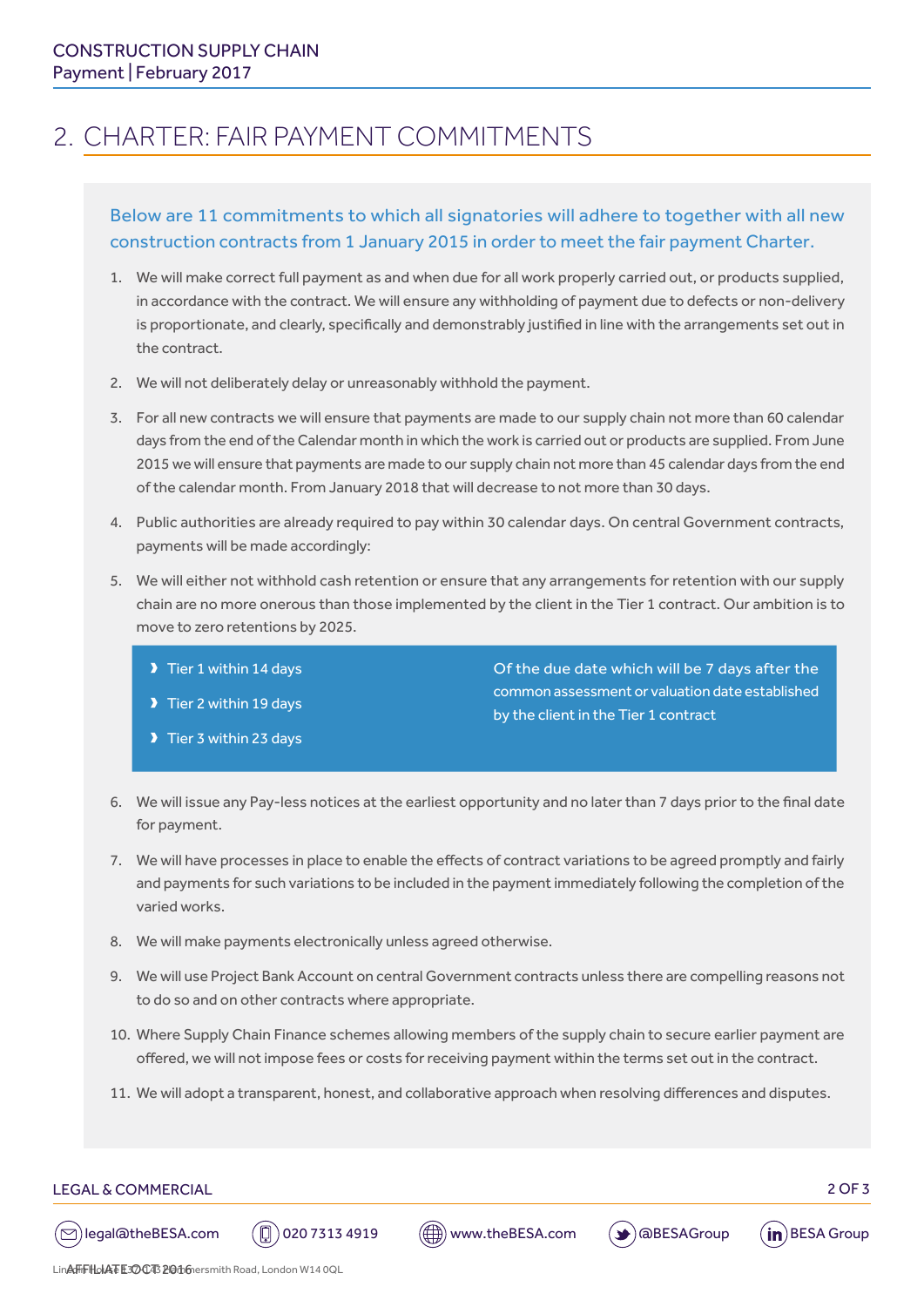## 2. CHARTER: FAIR PAYMENT COMMITMENTS

Below are 11 commitments to which all signatories will adhere to together with all new construction contracts from 1 January 2015 in order to meet the fair payment Charter.

1. We will make correct full payment as and when due for all work properly carried out, or products supplied, in accordance with the contract. We will ensure any withholding of payment due to defects or non-delivery is proportionate, and clearly, specifically and demonstrably justified in line with the arrangements set out in the contract.
2. We will not deliberately delay or unreasonably withhold the payment.
3. For all new contracts we will ensure that payments are made to our supply chain not more than 60 calendar days from the end of the Calendar month in which the work is carried out or products are supplied. From June 2015 we will ensure that payments are made to our supply chain not more than 45 calendar days from the end of the calendar month. From January 2018 that will decrease to not more than 30 days.
4. Public authorities are already required to pay within 30 calendar days. On central Government contracts, payments will be made accordingly:
5. We will either not withhold cash retention or ensure that any arrangements for retention with our supply chain are no more onerous than those implemented by the client in the Tier 1 contract. Our ambition is to move to zero retentions by 2025.

   - Tier 1 within 14 days
   - Tier 2 within 19 days
   - Tier 3 within 23 days

   Of the due date which will be 7 days after the common assessment or valuation date established by the client in the Tier 1 contract

6. We will issue any Pay-less notices at the earliest opportunity and no later than 7 days prior to the final date for payment.
7. We will have processes in place to enable the effects of contract variations to be agreed promptly and fairly and payments for such variations to be included in the payment immediately following the completion of the varied works.
8. We will make payments electronically unless agreed otherwise.
9. We will use Project Bank Account on central Government contracts unless there are compelling reasons not to do so and on other contracts where appropriate.
10. Where Supply Chain Finance schemes allowing members of the supply chain to secure earlier payment are offered, we will not impose fees or costs for receiving payment within the terms set out in the contract.
11. We will adopt a transparent, honest, and collaborative approach when resolving differences and disputes.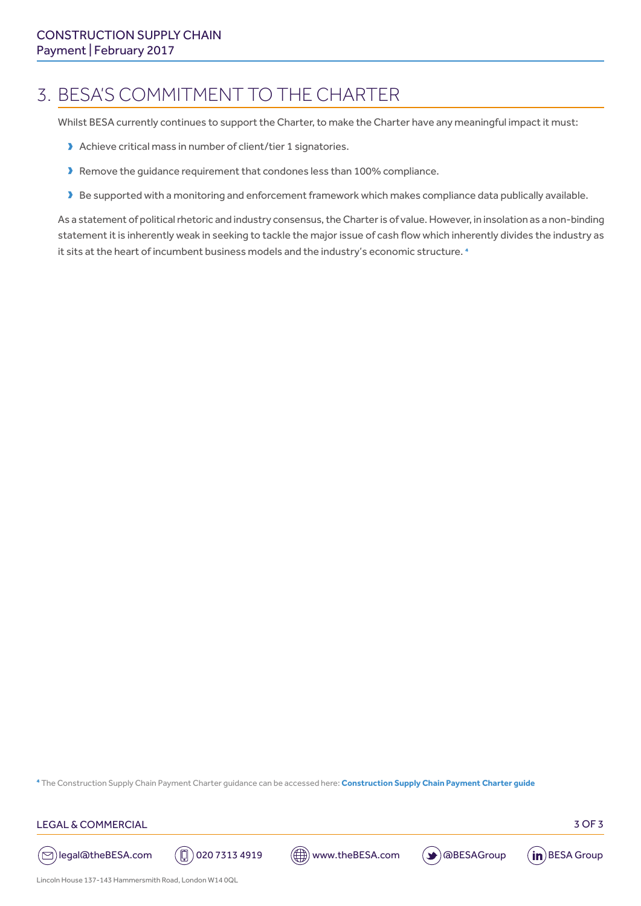# 3. BESA'S COMMITMENT TO THE CHARTER

Whilst BESA currently continues to support the Charter, to make the Charter have any meaningful impact it must:

- Achieve critical mass in number of client/tier 1 signatories.
- Remove the guidance requirement that condones less than 100% compliance.
- Be supported with a monitoring and enforcement framework which makes compliance data publically available.

As a statement of political rhetoric and industry consensus, the Charter is of value. However, in insolation as a non-binding statement it is inherently weak in seeking to tackle the major issue of cash flow which inherently divides the industry as it sits at the heart of incumbent business models and the industry's economic structure. [4]

[4] The Construction Supply Chain Payment Charter guidance can be accessed here: **Construction Supply Chain Payment Charter guide**

legal@theBESA.com | 020 7313 4919 | www.theBESA.com | @BESAGroup | BESA Group

Lincoln House 137-143 Hammersmith Road, London W14 0QL